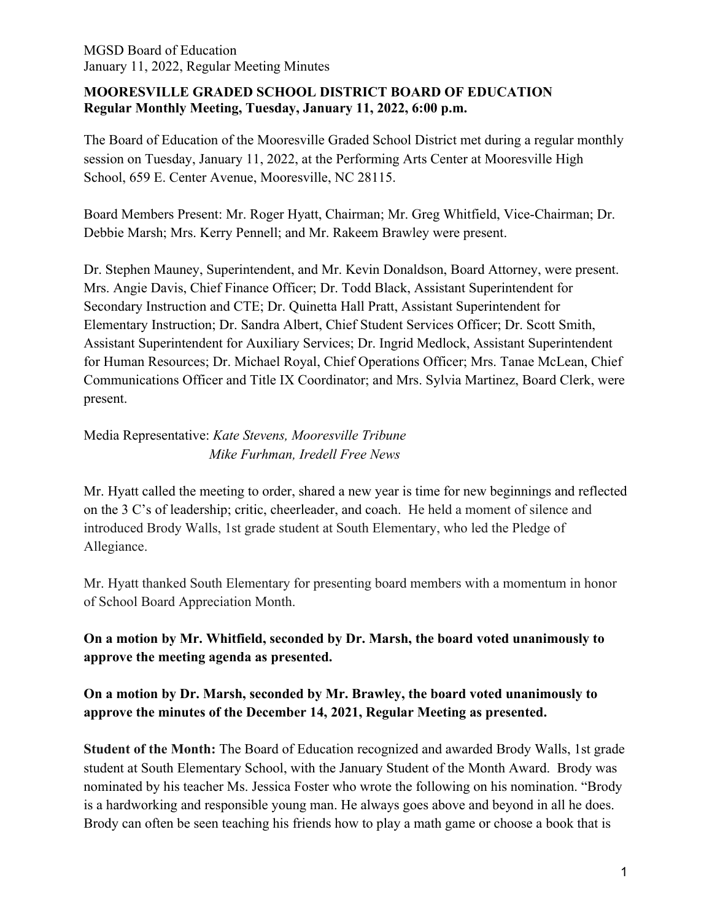**MOORESVILLE GRADED SCHOOL DISTRICT BOARD OF EDUCATION**
**Regular Monthly Meeting, Tuesday, January 11, 2022, 6:00 p.m.**

The Board of Education of the Mooresville Graded School District met during a regular monthly session on Tuesday, January 11, 2022, at the Performing Arts Center at Mooresville High School, 659 E. Center Avenue, Mooresville, NC 28115.

Board Members Present: Mr. Roger Hyatt, Chairman; Mr. Greg Whitfield, Vice-Chairman; Dr. Debbie Marsh; Mrs. Kerry Pennell; and Mr. Rakeem Brawley were present.

Dr. Stephen Mauney, Superintendent, and Mr. Kevin Donaldson, Board Attorney, were present. Mrs. Angie Davis, Chief Finance Officer; Dr. Todd Black, Assistant Superintendent for Secondary Instruction and CTE; Dr. Quinetta Hall Pratt, Assistant Superintendent for Elementary Instruction; Dr. Sandra Albert, Chief Student Services Officer; Dr. Scott Smith, Assistant Superintendent for Auxiliary Services; Dr. Ingrid Medlock, Assistant Superintendent for Human Resources; Dr. Michael Royal, Chief Operations Officer; Mrs. Tanae McLean, Chief Communications Officer and Title IX Coordinator; and Mrs. Sylvia Martinez, Board Clerk, were present.

Media Representative: *Kate Stevens, Mooresville Tribune*
*Mike Furhman, Iredell Free News*

Mr. Hyatt called the meeting to order, shared a new year is time for new beginnings and reflected on the 3 C's of leadership; critic, cheerleader, and coach. He held a moment of silence and introduced Brody Walls, 1st grade student at South Elementary, who led the Pledge of Allegiance.

Mr. Hyatt thanked South Elementary for presenting board members with a momentum in honor of School Board Appreciation Month.

**On a motion by Mr. Whitfield, seconded by Dr. Marsh, the board voted unanimously to approve the meeting agenda as presented.**

**On a motion by Dr. Marsh, seconded by Mr. Brawley, the board voted unanimously to approve the minutes of the December 14, 2021, Regular Meeting as presented.**

**Student of the Month:** The Board of Education recognized and awarded Brody Walls, 1st grade student at South Elementary School, with the January Student of the Month Award. Brody was nominated by his teacher Ms. Jessica Foster who wrote the following on his nomination. "Brody is a hardworking and responsible young man. He always goes above and beyond in all he does. Brody can often be seen teaching his friends how to play a math game or choose a book that is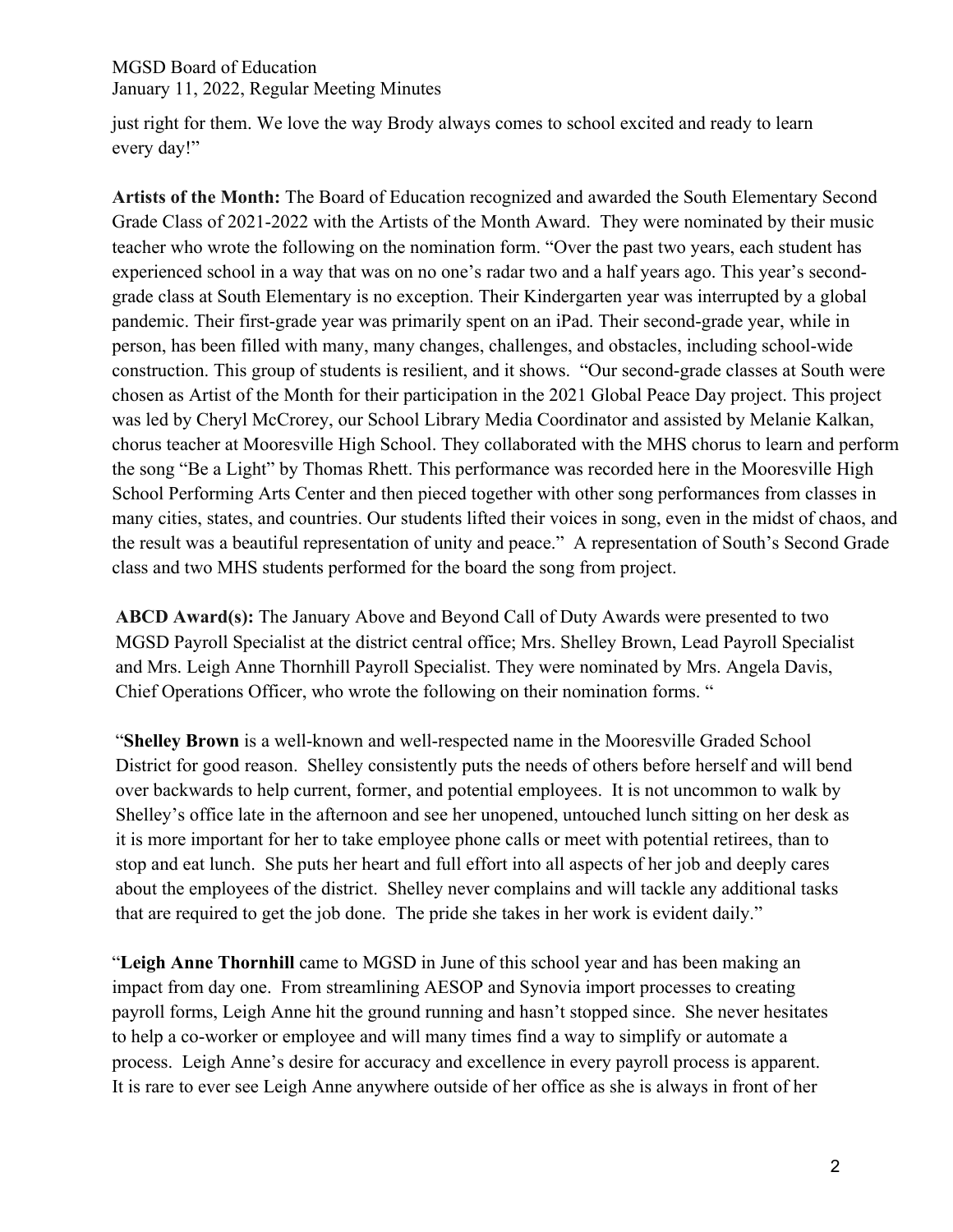just right for them. We love the way Brody always comes to school excited and ready to learn every day!"

**Artists of the Month:** The Board of Education recognized and awarded the South Elementary Second Grade Class of 2021-2022 with the Artists of the Month Award. They were nominated by their music teacher who wrote the following on the nomination form. "Over the past two years, each student has experienced school in a way that was on no one's radar two and a half years ago. This year's second-grade class at South Elementary is no exception. Their Kindergarten year was interrupted by a global pandemic. Their first-grade year was primarily spent on an iPad. Their second-grade year, while in person, has been filled with many, many changes, challenges, and obstacles, including school-wide construction. This group of students is resilient, and it shows. "Our second-grade classes at South were chosen as Artist of the Month for their participation in the 2021 Global Peace Day project. This project was led by Cheryl McCrorey, our School Library Media Coordinator and assisted by Melanie Kalkan, chorus teacher at Mooresville High School. They collaborated with the MHS chorus to learn and perform the song "Be a Light" by Thomas Rhett. This performance was recorded here in the Mooresville High School Performing Arts Center and then pieced together with other song performances from classes in many cities, states, and countries. Our students lifted their voices in song, even in the midst of chaos, and the result was a beautiful representation of unity and peace." A representation of South's Second Grade class and two MHS students performed for the board the song from project.

**ABCD Award(s):** The January Above and Beyond Call of Duty Awards were presented to two MGSD Payroll Specialist at the district central office; Mrs. Shelley Brown, Lead Payroll Specialist and Mrs. Leigh Anne Thornhill Payroll Specialist. They were nominated by Mrs. Angela Davis, Chief Operations Officer, who wrote the following on their nomination forms. "

"**Shelley Brown** is a well-known and well-respected name in the Mooresville Graded School District for good reason. Shelley consistently puts the needs of others before herself and will bend over backwards to help current, former, and potential employees. It is not uncommon to walk by Shelley's office late in the afternoon and see her unopened, untouched lunch sitting on her desk as it is more important for her to take employee phone calls or meet with potential retirees, than to stop and eat lunch. She puts her heart and full effort into all aspects of her job and deeply cares about the employees of the district. Shelley never complains and will tackle any additional tasks that are required to get the job done. The pride she takes in her work is evident daily."

"**Leigh Anne Thornhill** came to MGSD in June of this school year and has been making an impact from day one. From streamlining AESOP and Synovia import processes to creating payroll forms, Leigh Anne hit the ground running and hasn't stopped since. She never hesitates to help a co-worker or employee and will many times find a way to simplify or automate a process. Leigh Anne's desire for accuracy and excellence in every payroll process is apparent. It is rare to ever see Leigh Anne anywhere outside of her office as she is always in front of her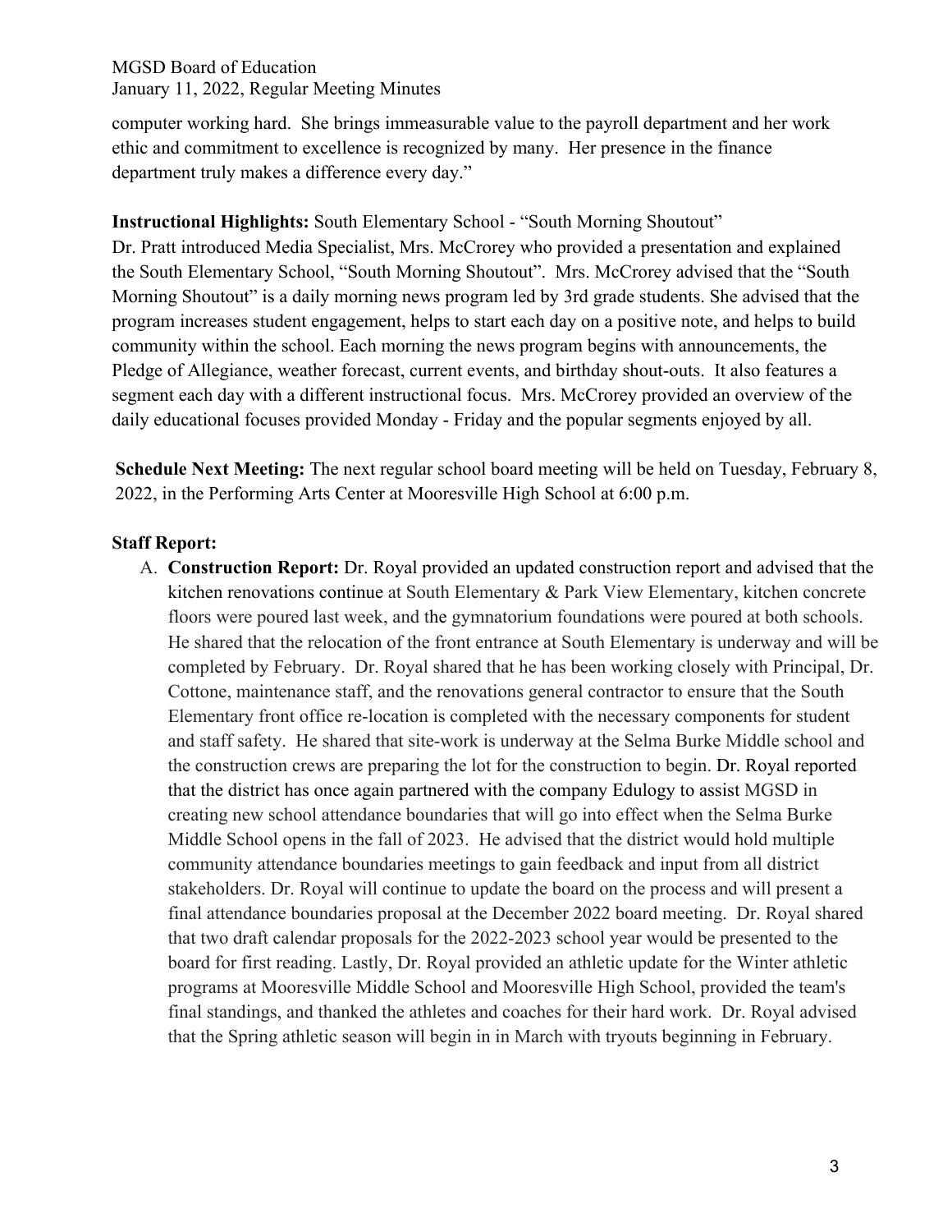computer working hard. She brings immeasurable value to the payroll department and her work ethic and commitment to excellence is recognized by many. Her presence in the finance department truly makes a difference every day."

**Instructional Highlights:** South Elementary School - "South Morning Shoutout"
Dr. Pratt introduced Media Specialist, Mrs. McCrorey who provided a presentation and explained the South Elementary School, "South Morning Shoutout". Mrs. McCrorey advised that the "South Morning Shoutout" is a daily morning news program led by 3rd grade students. She advised that the program increases student engagement, helps to start each day on a positive note, and helps to build community within the school. Each morning the news program begins with announcements, the Pledge of Allegiance, weather forecast, current events, and birthday shout-outs. It also features a segment each day with a different instructional focus. Mrs. McCrorey provided an overview of the daily educational focuses provided Monday - Friday and the popular segments enjoyed by all.

**Schedule Next Meeting:** The next regular school board meeting will be held on Tuesday, February 8, 2022, in the Performing Arts Center at Mooresville High School at 6:00 p.m.

**Staff Report:**

A. **Construction Report:** Dr. Royal provided an updated construction report and advised that the kitchen renovations continue at South Elementary & Park View Elementary, kitchen concrete floors were poured last week, and the gymnatorium foundations were poured at both schools. He shared that the relocation of the front entrance at South Elementary is underway and will be completed by February. Dr. Royal shared that he has been working closely with Principal, Dr. Cottone, maintenance staff, and the renovations general contractor to ensure that the South Elementary front office re-location is completed with the necessary components for student and staff safety. He shared that site-work is underway at the Selma Burke Middle school and the construction crews are preparing the lot for the construction to begin. Dr. Royal reported that the district has once again partnered with the company Edulogy to assist MGSD in creating new school attendance boundaries that will go into effect when the Selma Burke Middle School opens in the fall of 2023. He advised that the district would hold multiple community attendance boundaries meetings to gain feedback and input from all district stakeholders. Dr. Royal will continue to update the board on the process and will present a final attendance boundaries proposal at the December 2022 board meeting. Dr. Royal shared that two draft calendar proposals for the 2022-2023 school year would be presented to the board for first reading. Lastly, Dr. Royal provided an athletic update for the Winter athletic programs at Mooresville Middle School and Mooresville High School, provided the team's final standings, and thanked the athletes and coaches for their hard work. Dr. Royal advised that the Spring athletic season will begin in in March with tryouts beginning in February.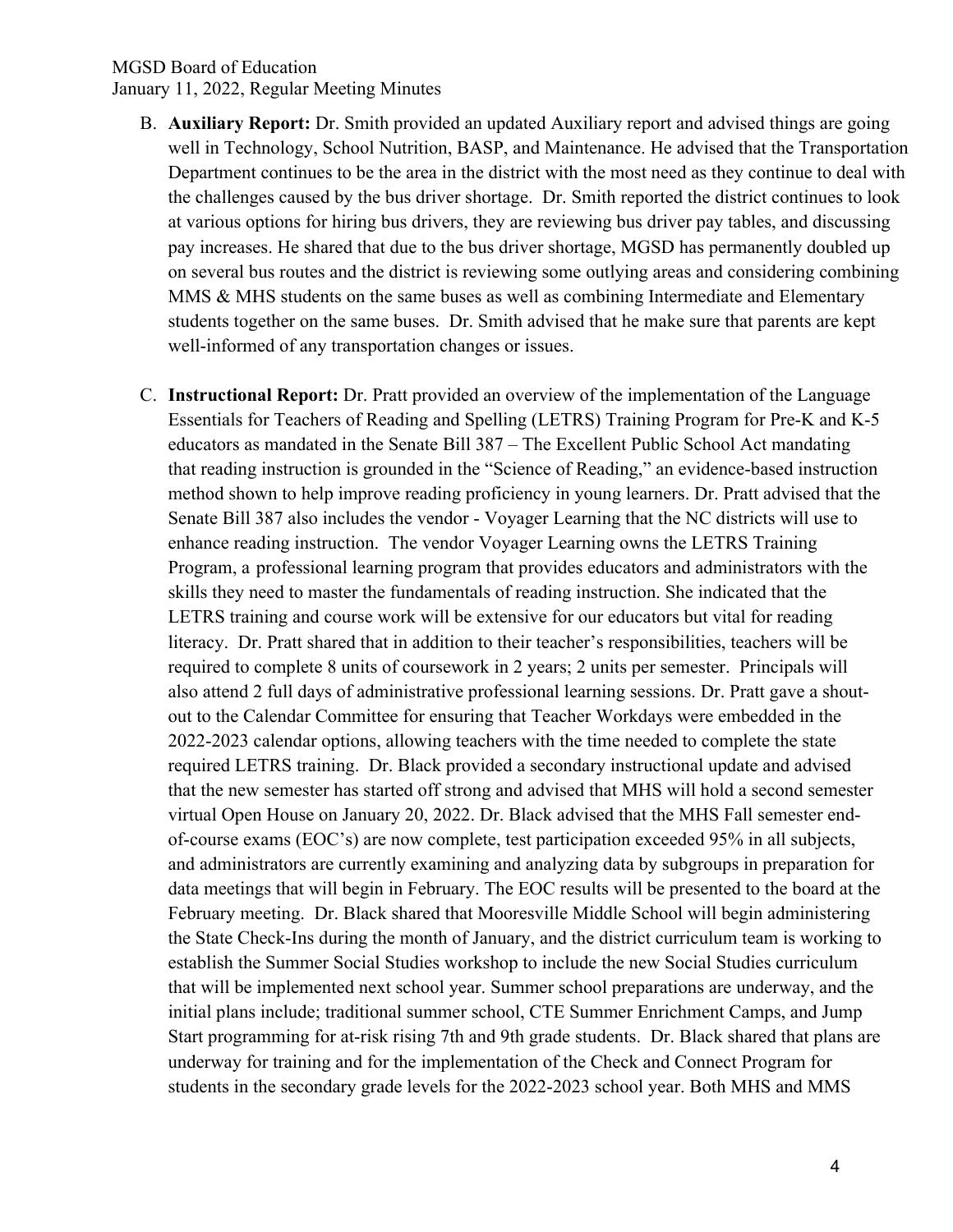B. **Auxiliary Report:** Dr. Smith provided an updated Auxiliary report and advised things are going well in Technology, School Nutrition, BASP, and Maintenance. He advised that the Transportation Department continues to be the area in the district with the most need as they continue to deal with the challenges caused by the bus driver shortage. Dr. Smith reported the district continues to look at various options for hiring bus drivers, they are reviewing bus driver pay tables, and discussing pay increases. He shared that due to the bus driver shortage, MGSD has permanently doubled up on several bus routes and the district is reviewing some outlying areas and considering combining MMS & MHS students on the same buses as well as combining Intermediate and Elementary students together on the same buses. Dr. Smith advised that he make sure that parents are kept well-informed of any transportation changes or issues.

C. **Instructional Report:** Dr. Pratt provided an overview of the implementation of the Language Essentials for Teachers of Reading and Spelling (LETRS) Training Program for Pre-K and K-5 educators as mandated in the Senate Bill 387 – The Excellent Public School Act mandating that reading instruction is grounded in the "Science of Reading," an evidence-based instruction method shown to help improve reading proficiency in young learners. Dr. Pratt advised that the Senate Bill 387 also includes the vendor - Voyager Learning that the NC districts will use to enhance reading instruction. The vendor Voyager Learning owns the LETRS Training Program, a professional learning program that provides educators and administrators with the skills they need to master the fundamentals of reading instruction. She indicated that the LETRS training and course work will be extensive for our educators but vital for reading literacy. Dr. Pratt shared that in addition to their teacher's responsibilities, teachers will be required to complete 8 units of coursework in 2 years; 2 units per semester. Principals will also attend 2 full days of administrative professional learning sessions. Dr. Pratt gave a shout-out to the Calendar Committee for ensuring that Teacher Workdays were embedded in the 2022-2023 calendar options, allowing teachers with the time needed to complete the state required LETRS training. Dr. Black provided a secondary instructional update and advised that the new semester has started off strong and advised that MHS will hold a second semester virtual Open House on January 20, 2022. Dr. Black advised that the MHS Fall semester end-of-course exams (EOC's) are now complete, test participation exceeded 95% in all subjects, and administrators are currently examining and analyzing data by subgroups in preparation for data meetings that will begin in February. The EOC results will be presented to the board at the February meeting. Dr. Black shared that Mooresville Middle School will begin administering the State Check-Ins during the month of January, and the district curriculum team is working to establish the Summer Social Studies workshop to include the new Social Studies curriculum that will be implemented next school year. Summer school preparations are underway, and the initial plans include; traditional summer school, CTE Summer Enrichment Camps, and Jump Start programming for at-risk rising 7th and 9th grade students. Dr. Black shared that plans are underway for training and for the implementation of the Check and Connect Program for students in the secondary grade levels for the 2022-2023 school year. Both MHS and MMS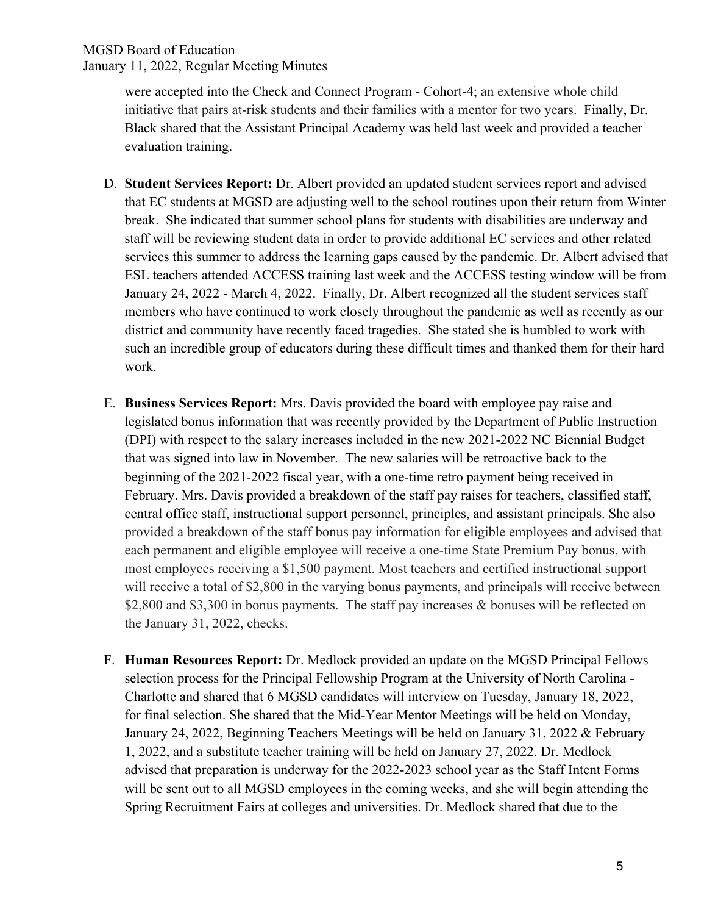were accepted into the Check and Connect Program - Cohort-4; an extensive whole child initiative that pairs at-risk students and their families with a mentor for two years. Finally, Dr. Black shared that the Assistant Principal Academy was held last week and provided a teacher evaluation training.

D. **Student Services Report:** Dr. Albert provided an updated student services report and advised that EC students at MGSD are adjusting well to the school routines upon their return from Winter break. She indicated that summer school plans for students with disabilities are underway and staff will be reviewing student data in order to provide additional EC services and other related services this summer to address the learning gaps caused by the pandemic. Dr. Albert advised that ESL teachers attended ACCESS training last week and the ACCESS testing window will be from January 24, 2022 - March 4, 2022. Finally, Dr. Albert recognized all the student services staff members who have continued to work closely throughout the pandemic as well as recently as our district and community have recently faced tragedies. She stated she is humbled to work with such an incredible group of educators during these difficult times and thanked them for their hard work.

E. **Business Services Report:** Mrs. Davis provided the board with employee pay raise and legislated bonus information that was recently provided by the Department of Public Instruction (DPI) with respect to the salary increases included in the new 2021-2022 NC Biennial Budget that was signed into law in November. The new salaries will be retroactive back to the beginning of the 2021-2022 fiscal year, with a one-time retro payment being received in February. Mrs. Davis provided a breakdown of the staff pay raises for teachers, classified staff, central office staff, instructional support personnel, principles, and assistant principals. She also provided a breakdown of the staff bonus pay information for eligible employees and advised that each permanent and eligible employee will receive a one-time State Premium Pay bonus, with most employees receiving a $1,500 payment. Most teachers and certified instructional support will receive a total of $2,800 in the varying bonus payments, and principals will receive between $2,800 and $3,300 in bonus payments. The staff pay increases & bonuses will be reflected on the January 31, 2022, checks.

F. **Human Resources Report:** Dr. Medlock provided an update on the MGSD Principal Fellows selection process for the Principal Fellowship Program at the University of North Carolina - Charlotte and shared that 6 MGSD candidates will interview on Tuesday, January 18, 2022, for final selection. She shared that the Mid-Year Mentor Meetings will be held on Monday, January 24, 2022, Beginning Teachers Meetings will be held on January 31, 2022 & February 1, 2022, and a substitute teacher training will be held on January 27, 2022. Dr. Medlock advised that preparation is underway for the 2022-2023 school year as the Staff Intent Forms will be sent out to all MGSD employees in the coming weeks, and she will begin attending the Spring Recruitment Fairs at colleges and universities. Dr. Medlock shared that due to the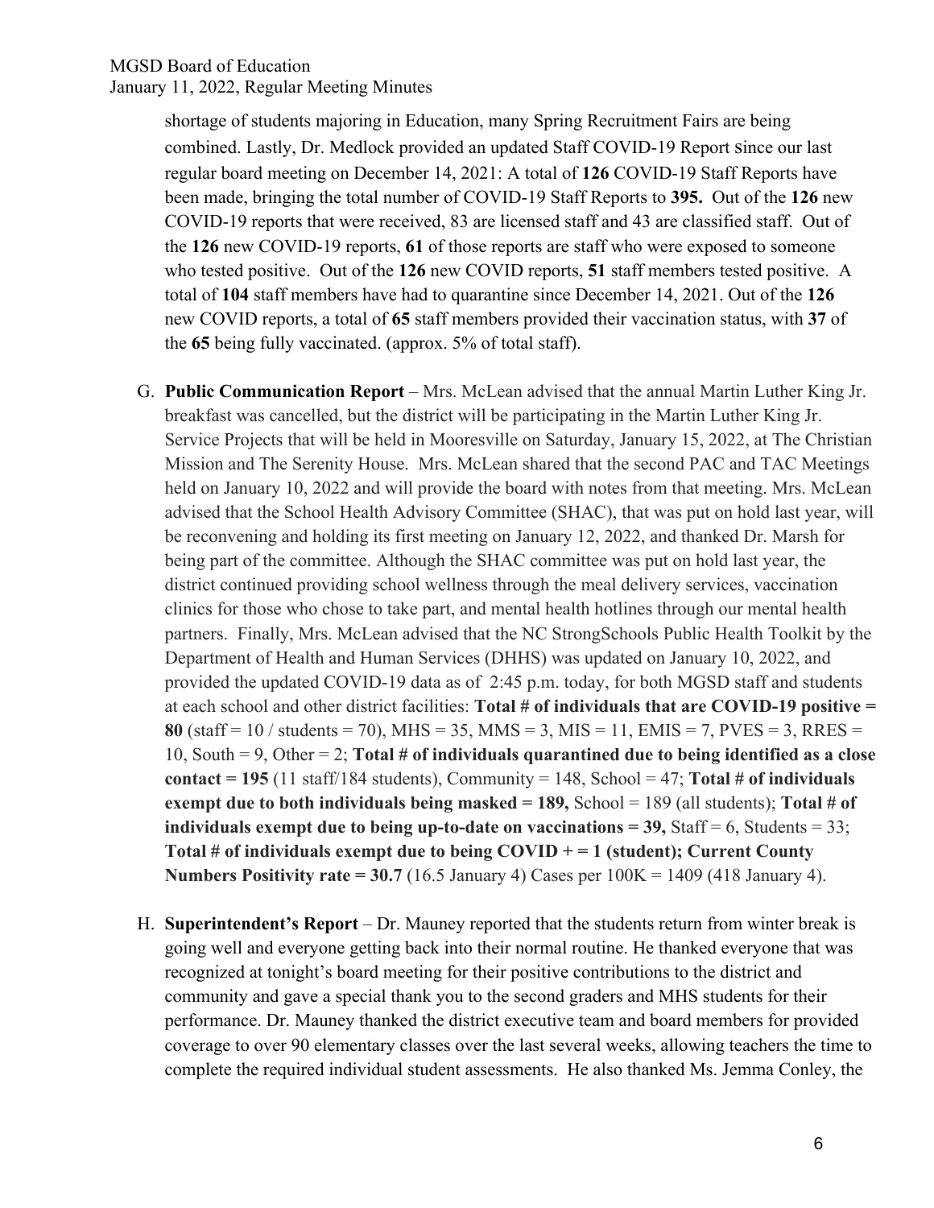shortage of students majoring in Education, many Spring Recruitment Fairs are being combined. Lastly, Dr. Medlock provided an updated Staff COVID-19 Report since our last regular board meeting on December 14, 2021: A total of **126** COVID-19 Staff Reports have been made, bringing the total number of COVID-19 Staff Reports to **395.** Out of the **126** new COVID-19 reports that were received, 83 are licensed staff and 43 are classified staff. Out of the **126** new COVID-19 reports, **61** of those reports are staff who were exposed to someone who tested positive. Out of the **126** new COVID reports, **51** staff members tested positive. A total of **104** staff members have had to quarantine since December 14, 2021. Out of the **126** new COVID reports, a total of **65** staff members provided their vaccination status, with **37** of the **65** being fully vaccinated. (approx. 5% of total staff).

G. **Public Communication Report** – Mrs. McLean advised that the annual Martin Luther King Jr. breakfast was cancelled, but the district will be participating in the Martin Luther King Jr. Service Projects that will be held in Mooresville on Saturday, January 15, 2022, at The Christian Mission and The Serenity House. Mrs. McLean shared that the second PAC and TAC Meetings held on January 10, 2022 and will provide the board with notes from that meeting. Mrs. McLean advised that the School Health Advisory Committee (SHAC), that was put on hold last year, will be reconvening and holding its first meeting on January 12, 2022, and thanked Dr. Marsh for being part of the committee. Although the SHAC committee was put on hold last year, the district continued providing school wellness through the meal delivery services, vaccination clinics for those who chose to take part, and mental health hotlines through our mental health partners. Finally, Mrs. McLean advised that the NC StrongSchools Public Health Toolkit by the Department of Health and Human Services (DHHS) was updated on January 10, 2022, and provided the updated COVID-19 data as of 2:45 p.m. today, for both MGSD staff and students at each school and other district facilities: **Total # of individuals that are COVID-19 positive = 80** (staff = 10 / students = 70), MHS = 35, MMS = 3, MIS = 11, EMIS = 7, PVES = 3, RRES = 10, South = 9, Other = 2; **Total # of individuals quarantined due to being identified as a close contact = 195** (11 staff/184 students), Community = 148, School = 47; **Total # of individuals exempt due to both individuals being masked = 189,** School = 189 (all students); **Total # of individuals exempt due to being up-to-date on vaccinations = 39,** Staff = 6, Students = 33; **Total # of individuals exempt due to being COVID + = 1 (student); Current County Numbers Positivity rate = 30.7** (16.5 January 4) Cases per 100K = 1409 (418 January 4).

H. **Superintendent's Report** – Dr. Mauney reported that the students return from winter break is going well and everyone getting back into their normal routine. He thanked everyone that was recognized at tonight's board meeting for their positive contributions to the district and community and gave a special thank you to the second graders and MHS students for their performance. Dr. Mauney thanked the district executive team and board members for provided coverage to over 90 elementary classes over the last several weeks, allowing teachers the time to complete the required individual student assessments. He also thanked Ms. Jemma Conley, the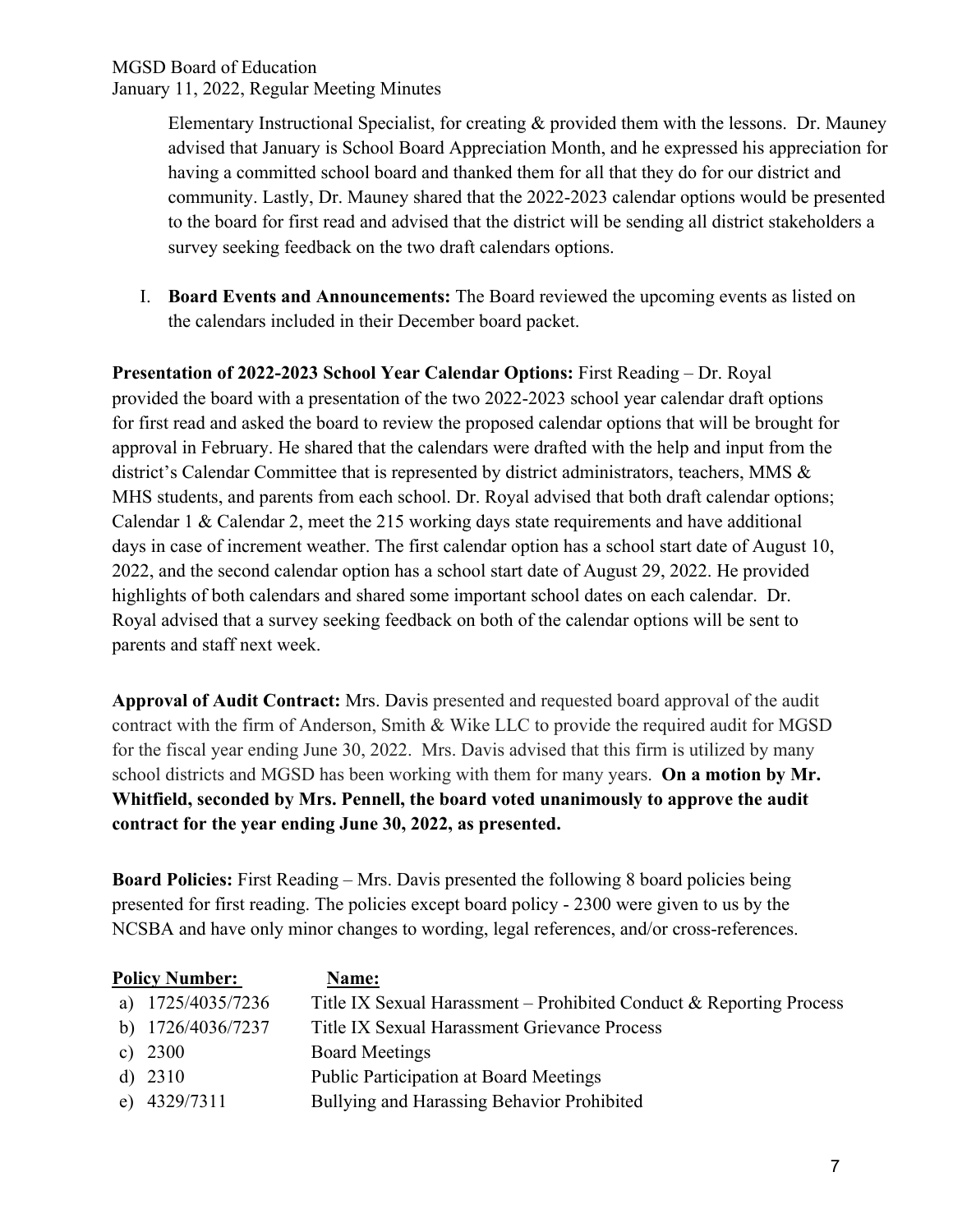Elementary Instructional Specialist, for creating & provided them with the lessons. Dr. Mauney advised that January is School Board Appreciation Month, and he expressed his appreciation for having a committed school board and thanked them for all that they do for our district and community. Lastly, Dr. Mauney shared that the 2022-2023 calendar options would be presented to the board for first read and advised that the district will be sending all district stakeholders a survey seeking feedback on the two draft calendars options.

I. **Board Events and Announcements:** The Board reviewed the upcoming events as listed on the calendars included in their December board packet.

**Presentation of 2022-2023 School Year Calendar Options:** First Reading – Dr. Royal provided the board with a presentation of the two 2022-2023 school year calendar draft options for first read and asked the board to review the proposed calendar options that will be brought for approval in February. He shared that the calendars were drafted with the help and input from the district's Calendar Committee that is represented by district administrators, teachers, MMS & MHS students, and parents from each school. Dr. Royal advised that both draft calendar options; Calendar 1 & Calendar 2, meet the 215 working days state requirements and have additional days in case of increment weather. The first calendar option has a school start date of August 10, 2022, and the second calendar option has a school start date of August 29, 2022. He provided highlights of both calendars and shared some important school dates on each calendar. Dr. Royal advised that a survey seeking feedback on both of the calendar options will be sent to parents and staff next week.

**Approval of Audit Contract:** Mrs. Davis presented and requested board approval of the audit contract with the firm of Anderson, Smith & Wike LLC to provide the required audit for MGSD for the fiscal year ending June 30, 2022. Mrs. Davis advised that this firm is utilized by many school districts and MGSD has been working with them for many years. **On a motion by Mr. Whitfield, seconded by Mrs. Pennell, the board voted unanimously to approve the audit contract for the year ending June 30, 2022, as presented.**

**Board Policies:** First Reading – Mrs. Davis presented the following 8 board policies being presented for first reading. The policies except board policy - 2300 were given to us by the NCSBA and have only minor changes to wording, legal references, and/or cross-references.

| Policy Number: | Name: |
|---|---|
| a) 1725/4035/7236 | Title IX Sexual Harassment – Prohibited Conduct & Reporting Process |
| b) 1726/4036/7237 | Title IX Sexual Harassment Grievance Process |
| c) 2300 | Board Meetings |
| d) 2310 | Public Participation at Board Meetings |
| e) 4329/7311 | Bullying and Harassing Behavior Prohibited |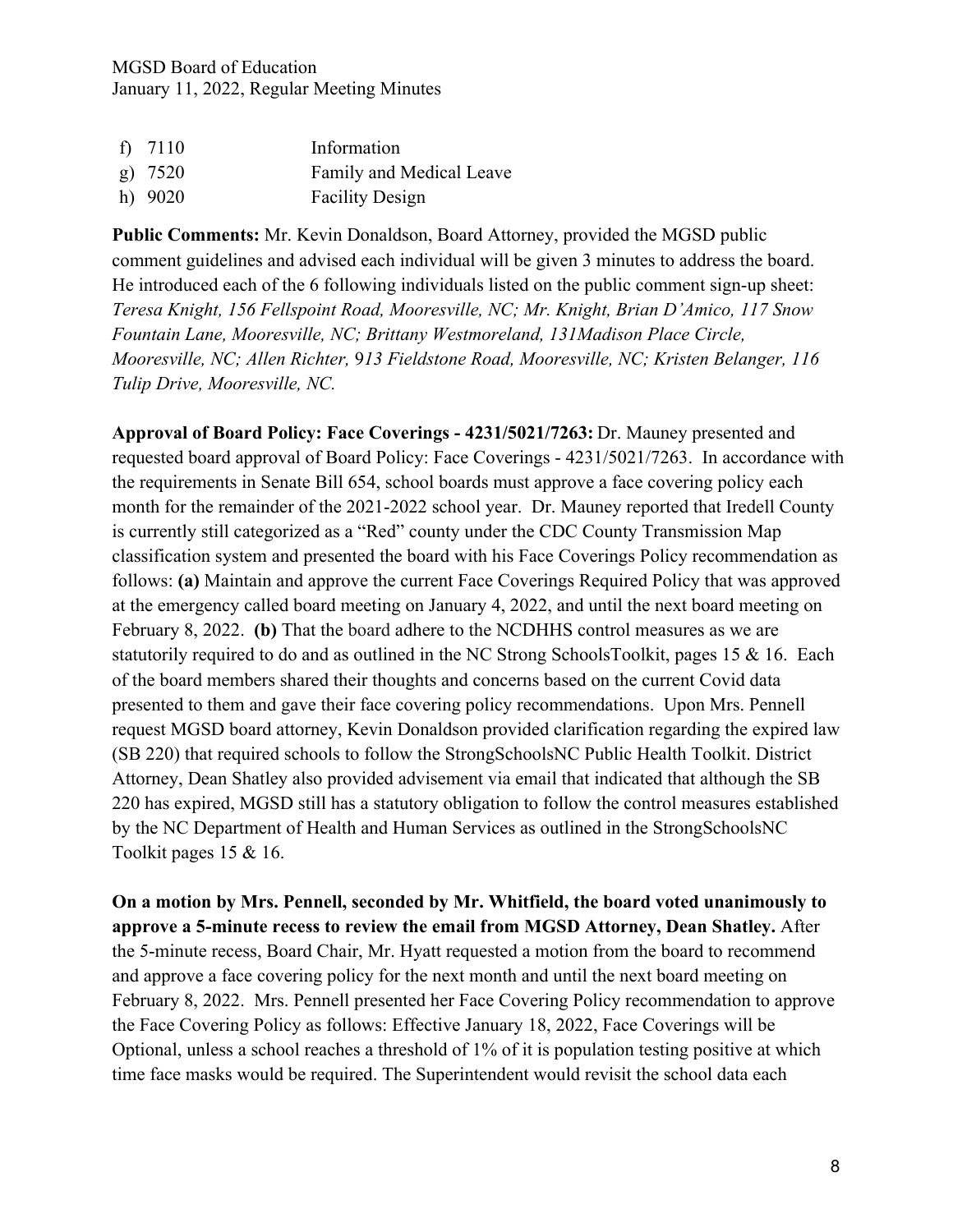f) 7110 Information
g) 7520 Family and Medical Leave
h) 9020 Facility Design

**Public Comments:** Mr. Kevin Donaldson, Board Attorney, provided the MGSD public comment guidelines and advised each individual will be given 3 minutes to address the board. He introduced each of the 6 following individuals listed on the public comment sign-up sheet: *Teresa Knight, 156 Fellspoint Road, Mooresville, NC; Mr. Knight, Brian D'Amico, 117 Snow Fountain Lane, Mooresville, NC; Brittany Westmoreland, 131Madison Place Circle, Mooresville, NC; Allen Richter, 913 Fieldstone Road, Mooresville, NC; Kristen Belanger, 116 Tulip Drive, Mooresville, NC.*

**Approval of Board Policy: Face Coverings - 4231/5021/7263:** Dr. Mauney presented and requested board approval of Board Policy: Face Coverings - 4231/5021/7263. In accordance with the requirements in Senate Bill 654, school boards must approve a face covering policy each month for the remainder of the 2021-2022 school year. Dr. Mauney reported that Iredell County is currently still categorized as a "Red" county under the CDC County Transmission Map classification system and presented the board with his Face Coverings Policy recommendation as follows: **(a)** Maintain and approve the current Face Coverings Required Policy that was approved at the emergency called board meeting on January 4, 2022, and until the next board meeting on February 8, 2022. **(b)** That the board adhere to the NCDHHS control measures as we are statutorily required to do and as outlined in the NC Strong SchoolsToolkit, pages 15 & 16. Each of the board members shared their thoughts and concerns based on the current Covid data presented to them and gave their face covering policy recommendations. Upon Mrs. Pennell request MGSD board attorney, Kevin Donaldson provided clarification regarding the expired law (SB 220) that required schools to follow the StrongSchoolsNC Public Health Toolkit. District Attorney, Dean Shatley also provided advisement via email that indicated that although the SB 220 has expired, MGSD still has a statutory obligation to follow the control measures established by the NC Department of Health and Human Services as outlined in the StrongSchoolsNC Toolkit pages 15 & 16.

**On a motion by Mrs. Pennell, seconded by Mr. Whitfield, the board voted unanimously to approve a 5-minute recess to review the email from MGSD Attorney, Dean Shatley.** After the 5-minute recess, Board Chair, Mr. Hyatt requested a motion from the board to recommend and approve a face covering policy for the next month and until the next board meeting on February 8, 2022. Mrs. Pennell presented her Face Covering Policy recommendation to approve the Face Covering Policy as follows: Effective January 18, 2022, Face Coverings will be Optional, unless a school reaches a threshold of 1% of it is population testing positive at which time face masks would be required. The Superintendent would revisit the school data each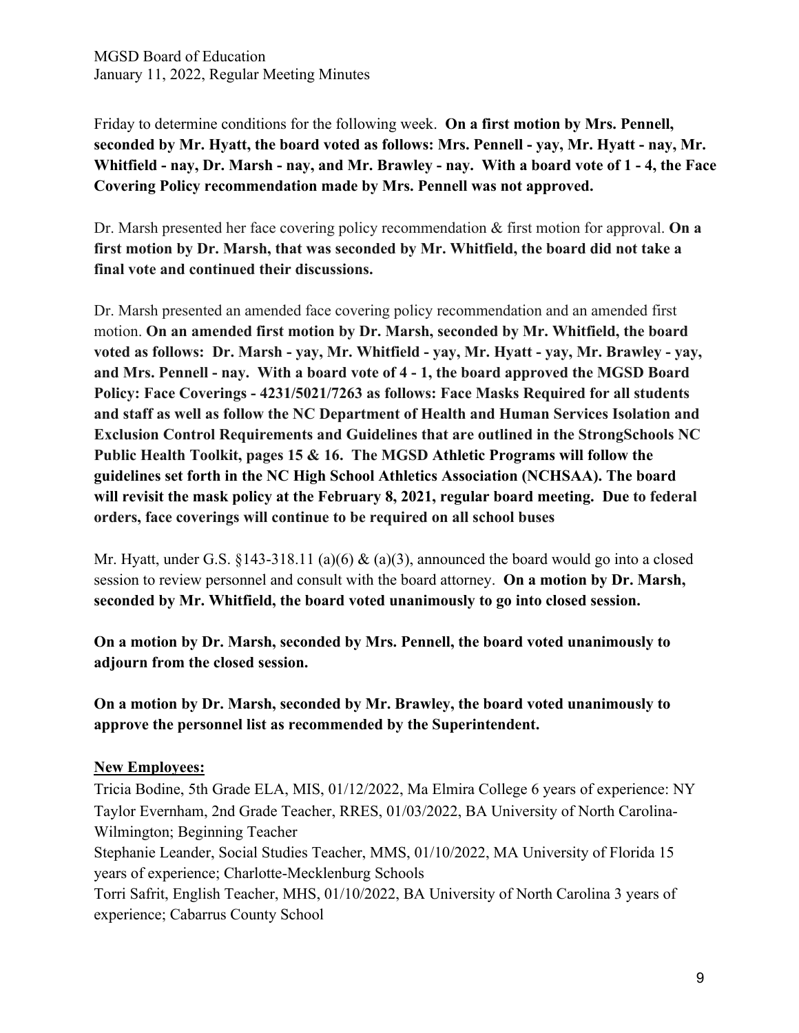Friday to determine conditions for the following week. **On a first motion by Mrs. Pennell, seconded by Mr. Hyatt, the board voted as follows: Mrs. Pennell - yay, Mr. Hyatt - nay, Mr. Whitfield - nay, Dr. Marsh - nay, and Mr. Brawley - nay. With a board vote of 1 - 4, the Face Covering Policy recommendation made by Mrs. Pennell was not approved.**

Dr. Marsh presented her face covering policy recommendation & first motion for approval. **On a first motion by Dr. Marsh, that was seconded by Mr. Whitfield, the board did not take a final vote and continued their discussions.**

Dr. Marsh presented an amended face covering policy recommendation and an amended first motion. **On an amended first motion by Dr. Marsh, seconded by Mr. Whitfield, the board voted as follows: Dr. Marsh - yay, Mr. Whitfield - yay, Mr. Hyatt - yay, Mr. Brawley - yay, and Mrs. Pennell - nay. With a board vote of 4 - 1, the board approved the MGSD Board Policy: Face Coverings - 4231/5021/7263 as follows: Face Masks Required for all students and staff as well as follow the NC Department of Health and Human Services Isolation and Exclusion Control Requirements and Guidelines that are outlined in the StrongSchools NC Public Health Toolkit, pages 15 & 16. The MGSD Athletic Programs will follow the guidelines set forth in the NC High School Athletics Association (NCHSAA). The board will revisit the mask policy at the February 8, 2021, regular board meeting. Due to federal orders, face coverings will continue to be required on all school buses**

Mr. Hyatt, under G.S. §143-318.11 (a)(6) & (a)(3), announced the board would go into a closed session to review personnel and consult with the board attorney. **On a motion by Dr. Marsh, seconded by Mr. Whitfield, the board voted unanimously to go into closed session.**

**On a motion by Dr. Marsh, seconded by Mrs. Pennell, the board voted unanimously to adjourn from the closed session.**

**On a motion by Dr. Marsh, seconded by Mr. Brawley, the board voted unanimously to approve the personnel list as recommended by the Superintendent.**

**New Employees:**

Tricia Bodine, 5th Grade ELA, MIS, 01/12/2022, Ma Elmira College 6 years of experience: NY
Taylor Evernham, 2nd Grade Teacher, RRES, 01/03/2022, BA University of North Carolina-Wilmington; Beginning Teacher
Stephanie Leander, Social Studies Teacher, MMS, 01/10/2022, MA University of Florida 15 years of experience; Charlotte-Mecklenburg Schools
Torri Safrit, English Teacher, MHS, 01/10/2022, BA University of North Carolina 3 years of experience; Cabarrus County School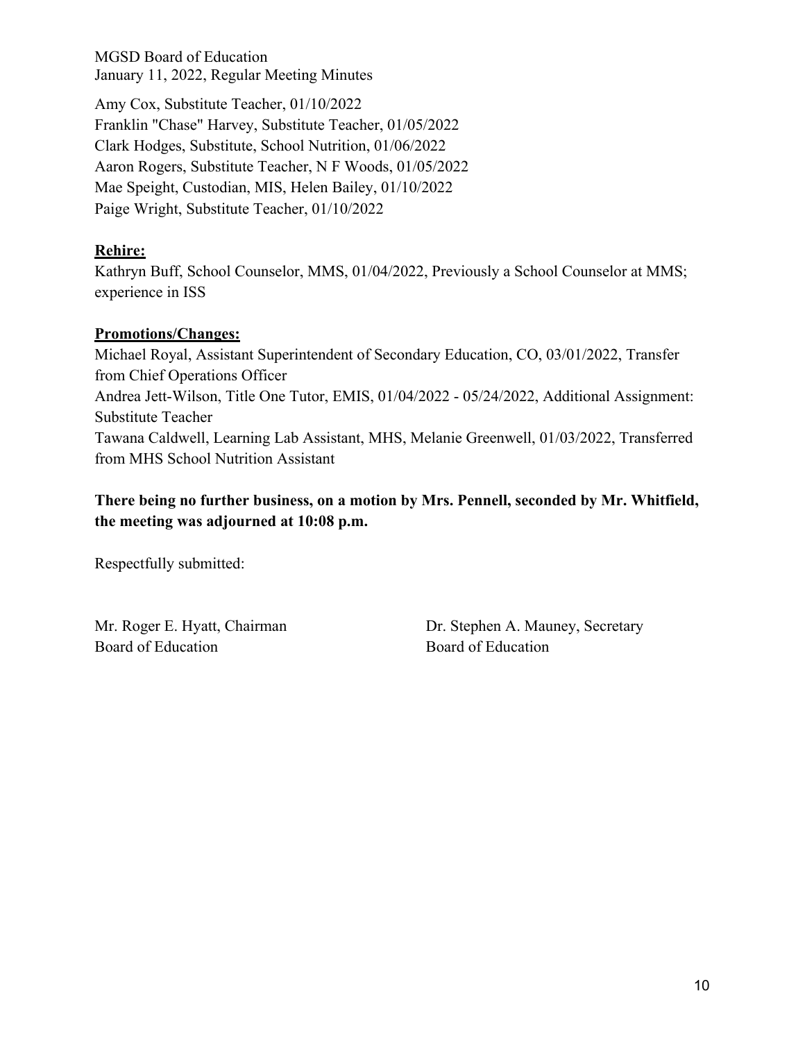Amy Cox, Substitute Teacher, 01/10/2022
Franklin "Chase" Harvey, Substitute Teacher, 01/05/2022
Clark Hodges, Substitute, School Nutrition, 01/06/2022
Aaron Rogers, Substitute Teacher, N F Woods, 01/05/2022
Mae Speight, Custodian, MIS, Helen Bailey, 01/10/2022
Paige Wright, Substitute Teacher, 01/10/2022

**Rehire:**
Kathryn Buff, School Counselor, MMS, 01/04/2022, Previously a School Counselor at MMS; experience in ISS

**Promotions/Changes:**
Michael Royal, Assistant Superintendent of Secondary Education, CO, 03/01/2022, Transfer from Chief Operations Officer
Andrea Jett-Wilson, Title One Tutor, EMIS, 01/04/2022 - 05/24/2022, Additional Assignment: Substitute Teacher
Tawana Caldwell, Learning Lab Assistant, MHS, Melanie Greenwell, 01/03/2022, Transferred from MHS School Nutrition Assistant

**There being no further business, on a motion by Mrs. Pennell, seconded by Mr. Whitfield, the meeting was adjourned at 10:08 p.m.**

Respectfully submitted:

Mr. Roger E. Hyatt, Chairman
Board of Education

Dr. Stephen A. Mauney, Secretary
Board of Education